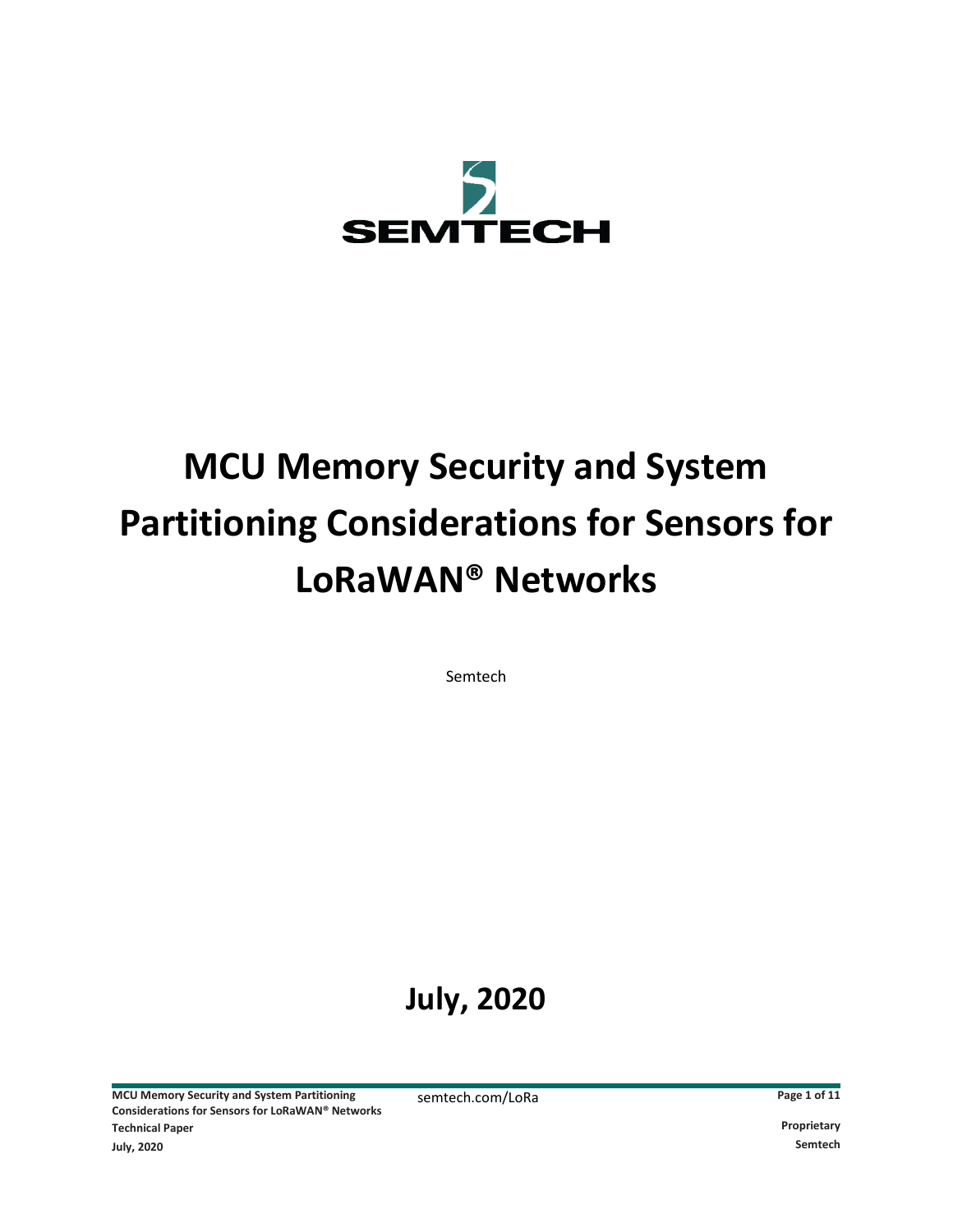SEMTECH

# MCU Memory Security and System Partitioning Considerations for Sensors for LoRaWAN® Networks

Semtech

## July, 2020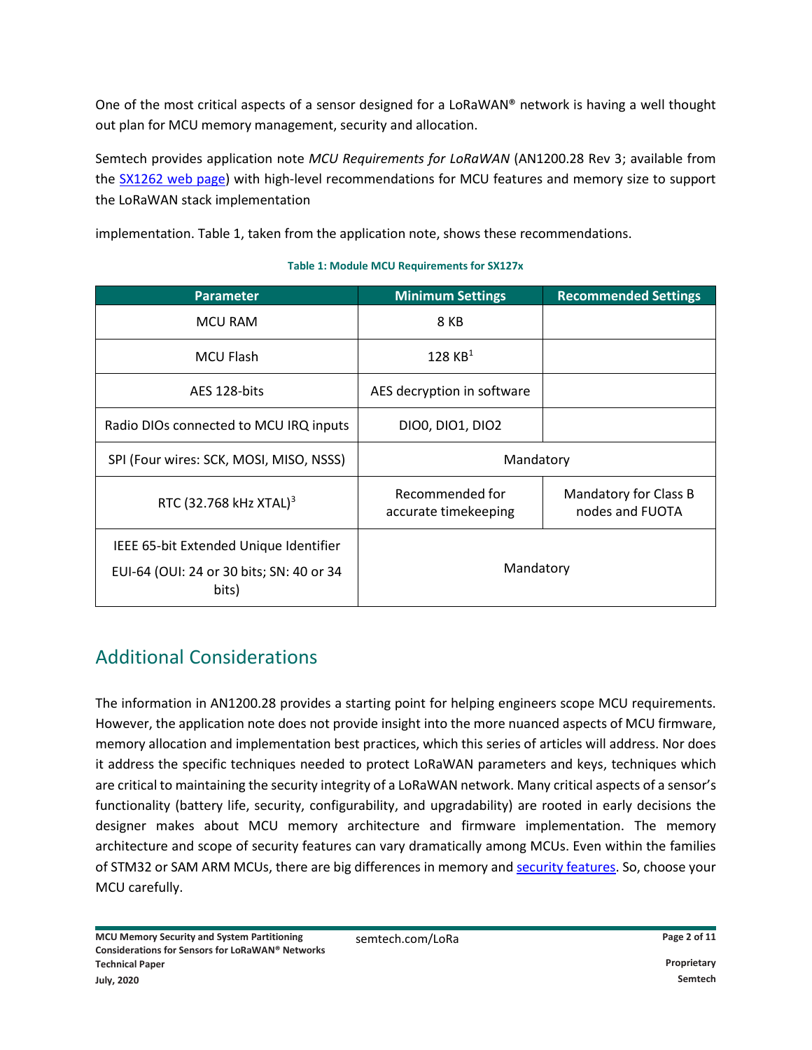One of the most critical aspects of a sensor designed for a LoRaWAN® network is having a well thought out plan for MCU memory management, security and allocation.

Semtech provides application note *MCU Requirements for LoRaWAN* (AN1200.28 Rev 3; available from the [SX1262 web page](https://www.semtech.com)) with high-level recommendations for MCU features and memory size to support the LoRaWAN stack implementation

implementation. Table 1, taken from the application note, shows these recommendations.

**Table 1: Module MCU Requirements for SX127x**

| Parameter | Minimum Settings | Recommended Settings |
| --- | --- | --- |
| MCU RAM | 8 KB | |
| MCU Flash | 128 KB[1] | |
| AES 128-bits | AES decryption in software | |
| Radio DIOs connected to MCU IRQ inputs | DIO0, DIO1, DIO2 | |
| SPI (Four wires: SCK, MOSI, MISO, NSSS) | Mandatory | |
| RTC (32.768 kHz XTAL)[3] | Recommended for accurate timekeeping | Mandatory for Class B nodes and FUOTA |
| IEEE 65-bit Extended Unique Identifier EUI-64 (OUI: 24 or 30 bits; SN: 40 or 34 bits) | Mandatory | |

## Additional Considerations

The information in AN1200.28 provides a starting point for helping engineers scope MCU requirements. However, the application note does not provide insight into the more nuanced aspects of MCU firmware, memory allocation and implementation best practices, which this series of articles will address. Nor does it address the specific techniques needed to protect LoRaWAN parameters and keys, techniques which are critical to maintaining the security integrity of a LoRaWAN network. Many critical aspects of a sensor's functionality (battery life, security, configurability, and upgradability) are rooted in early decisions the designer makes about MCU memory architecture and firmware implementation. The memory architecture and scope of security features can vary dramatically among MCUs. Even within the families of STM32 or SAM ARM MCUs, there are big differences in memory and [security features](#). So, choose your MCU carefully.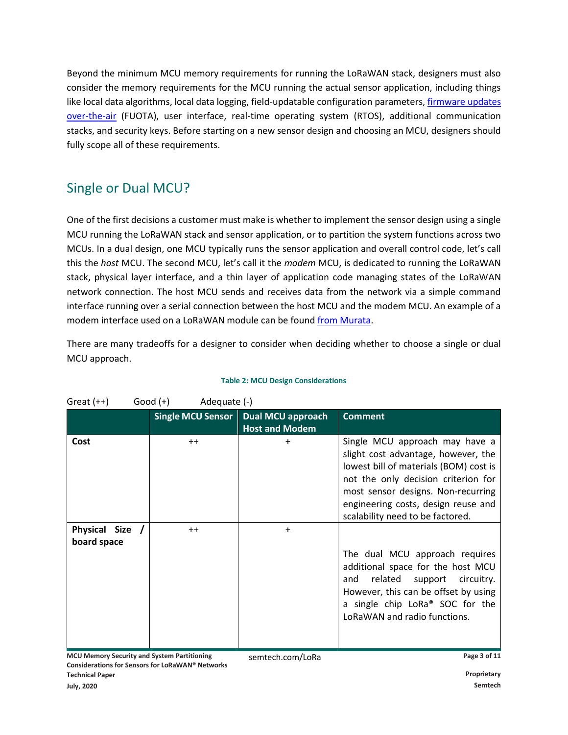Beyond the minimum MCU memory requirements for running the LoRaWAN stack, designers must also consider the memory requirements for the MCU running the actual sensor application, including things like local data algorithms, local data logging, field-updatable configuration parameters, firmware updates over-the-air (FUOTA), user interface, real-time operating system (RTOS), additional communication stacks, and security keys. Before starting on a new sensor design and choosing an MCU, designers should fully scope all of these requirements.

## Single or Dual MCU?

One of the first decisions a customer must make is whether to implement the sensor design using a single MCU running the LoRaWAN stack and sensor application, or to partition the system functions across two MCUs. In a dual design, one MCU typically runs the sensor application and overall control code, let's call this the *host* MCU. The second MCU, let's call it the *modem* MCU, is dedicated to running the LoRaWAN stack, physical layer interface, and a thin layer of application code managing states of the LoRaWAN network connection. The host MCU sends and receives data from the network via a simple command interface running over a serial connection between the host MCU and the modem MCU. An example of a modem interface used on a LoRaWAN module can be found from Murata.

There are many tradeoffs for a designer to consider when deciding whether to choose a single or dual MCU approach.

**Table 2: MCU Design Considerations**

Great (++)     Good (+)     Adequate (-)

| | Single MCU Sensor | Dual MCU approach Host and Modem | Comment |
|---|---|---|---|
| **Cost** | ++ | + | Single MCU approach may have a slight cost advantage, however, the lowest bill of materials (BOM) cost is not the only decision criterion for most sensor designs. Non-recurring engineering costs, design reuse and scalability need to be factored. |
| **Physical Size / board space** | ++ | + | The dual MCU approach requires additional space for the host MCU and related support circuitry. However, this can be offset by using a single chip LoRa® SOC for the LoRaWAN and radio functions. |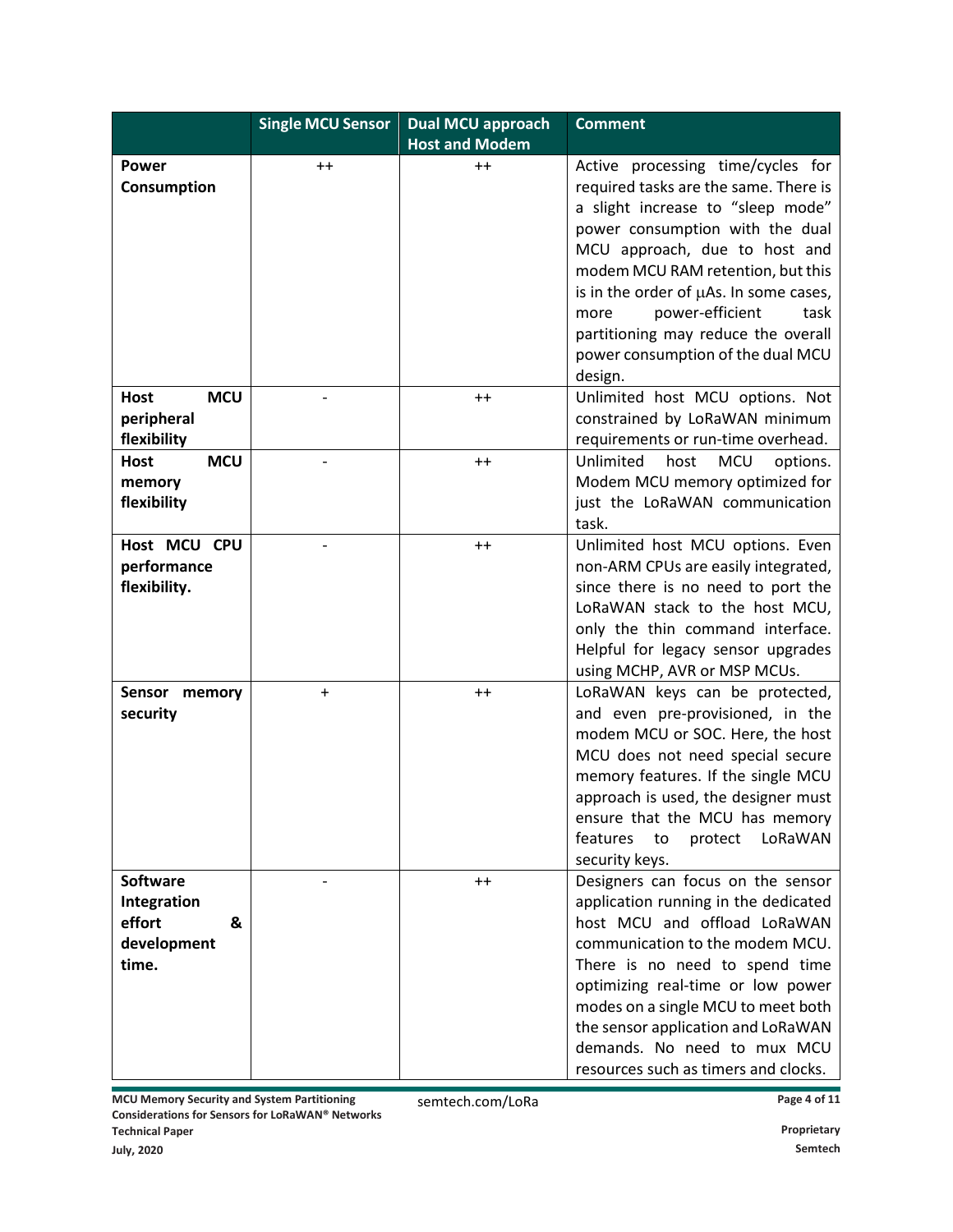| | Single MCU Sensor | Dual MCU approach Host and Modem | Comment |
|---|---|---|---|
| **Power Consumption** | ++ | ++ | Active processing time/cycles for required tasks are the same. There is a slight increase to "sleep mode" power consumption with the dual MCU approach, due to host and modem MCU RAM retention, but this is in the order of µAs. In some cases, more power-efficient task partitioning may reduce the overall power consumption of the dual MCU design. |
| **Host MCU peripheral flexibility** | - | ++ | Unlimited host MCU options. Not constrained by LoRaWAN minimum requirements or run-time overhead. |
| **Host MCU memory flexibility** | - | ++ | Unlimited host MCU options. Modem MCU memory optimized for just the LoRaWAN communication task. |
| **Host MCU CPU performance flexibility.** | - | ++ | Unlimited host MCU options. Even non-ARM CPUs are easily integrated, since there is no need to port the LoRaWAN stack to the host MCU, only the thin command interface. Helpful for legacy sensor upgrades using MCHP, AVR or MSP MCUs. |
| **Sensor memory security** | + | ++ | LoRaWAN keys can be protected, and even pre-provisioned, in the modem MCU or SOC. Here, the host MCU does not need special secure memory features. If the single MCU approach is used, the designer must ensure that the MCU has memory features to protect LoRaWAN security keys. |
| **Software Integration effort & development time.** | - | ++ | Designers can focus on the sensor application running in the dedicated host MCU and offload LoRaWAN communication to the modem MCU. There is no need to spend time optimizing real-time or low power modes on a single MCU to meet both the sensor application and LoRaWAN demands. No need to mux MCU resources such as timers and clocks. |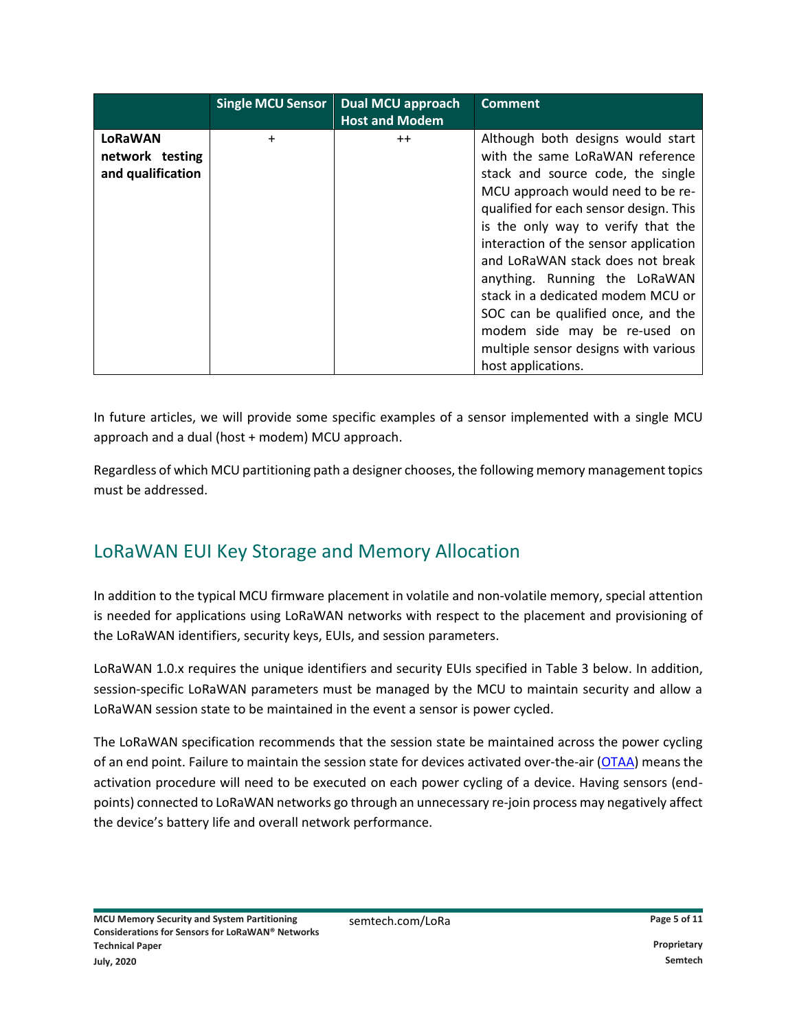| | Single MCU Sensor | Dual MCU approach Host and Modem | Comment |
|---|---|---|---|
| **LoRaWAN network testing and qualification** | + | ++ | Although both designs would start with the same LoRaWAN reference stack and source code, the single MCU approach would need to be re-qualified for each sensor design. This is the only way to verify that the interaction of the sensor application and LoRaWAN stack does not break anything. Running the LoRaWAN stack in a dedicated modem MCU or SOC can be qualified once, and the modem side may be re-used on multiple sensor designs with various host applications. |

In future articles, we will provide some specific examples of a sensor implemented with a single MCU approach and a dual (host + modem) MCU approach.

Regardless of which MCU partitioning path a designer chooses, the following memory management topics must be addressed.

## LoRaWAN EUI Key Storage and Memory Allocation

In addition to the typical MCU firmware placement in volatile and non-volatile memory, special attention is needed for applications using LoRaWAN networks with respect to the placement and provisioning of the LoRaWAN identifiers, security keys, EUIs, and session parameters.

LoRaWAN 1.0.x requires the unique identifiers and security EUIs specified in Table 3 below. In addition, session-specific LoRaWAN parameters must be managed by the MCU to maintain security and allow a LoRaWAN session state to be maintained in the event a sensor is power cycled.

The LoRaWAN specification recommends that the session state be maintained across the power cycling of an end point. Failure to maintain the session state for devices activated over-the-air (OTAA) means the activation procedure will need to be executed on each power cycling of a device. Having sensors (end-points) connected to LoRaWAN networks go through an unnecessary re-join process may negatively affect the device's battery life and overall network performance.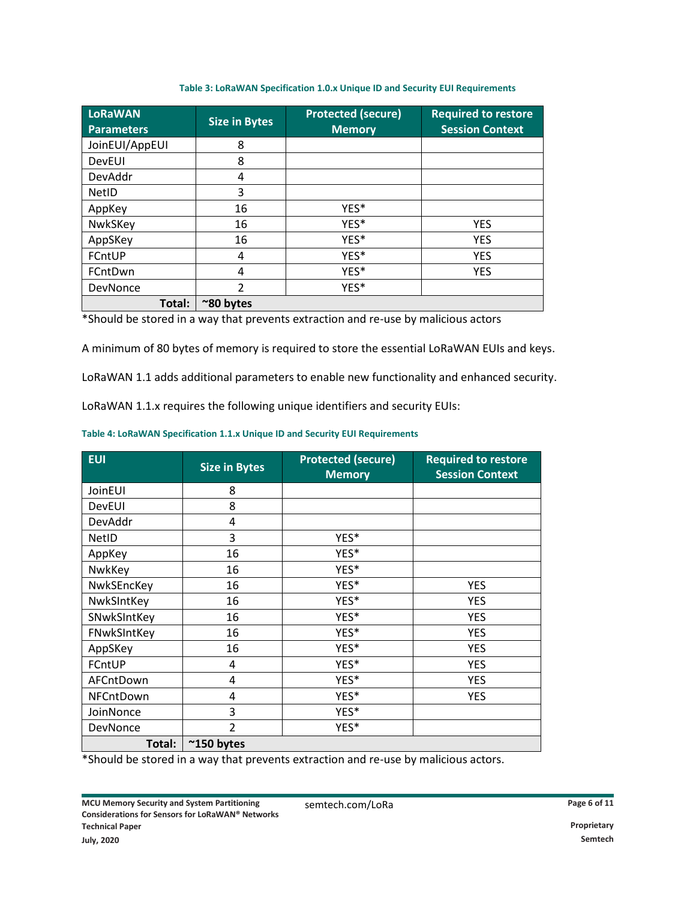**Table 3: LoRaWAN Specification 1.0.x Unique ID and Security EUI Requirements**

| LoRaWAN Parameters | Size in Bytes | Protected (secure) Memory | Required to restore Session Context |
|---|---|---|---|
| JoinEUI/AppEUI | 8 | | |
| DevEUI | 8 | | |
| DevAddr | 4 | | |
| NetID | 3 | | |
| AppKey | 16 | YES* | |
| NwkSKey | 16 | YES* | YES |
| AppSKey | 16 | YES* | YES |
| FCntUP | 4 | YES* | YES |
| FCntDwn | 4 | YES* | YES |
| DevNonce | 2 | YES* | |
| **Total:** | **~80 bytes** | | |

*Should be stored in a way that prevents extraction and re-use by malicious actors

A minimum of 80 bytes of memory is required to store the essential LoRaWAN EUIs and keys.

LoRaWAN 1.1 adds additional parameters to enable new functionality and enhanced security.

LoRaWAN 1.1.x requires the following unique identifiers and security EUIs:

**Table 4: LoRaWAN Specification 1.1.x Unique ID and Security EUI Requirements**

| EUI | Size in Bytes | Protected (secure) Memory | Required to restore Session Context |
|---|---|---|---|
| JoinEUI | 8 | | |
| DevEUI | 8 | | |
| DevAddr | 4 | | |
| NetID | 3 | YES* | |
| AppKey | 16 | YES* | |
| NwkKey | 16 | YES* | |
| NwkSEncKey | 16 | YES* | YES |
| NwkSIntKey | 16 | YES* | YES |
| SNwkSIntKey | 16 | YES* | YES |
| FNwkSIntKey | 16 | YES* | YES |
| AppSKey | 16 | YES* | YES |
| FCntUP | 4 | YES* | YES |
| AFCntDown | 4 | YES* | YES |
| NFCntDown | 4 | YES* | YES |
| JoinNonce | 3 | YES* | |
| DevNonce | 2 | YES* | |
| **Total:** | **~150 bytes** | | |

*Should be stored in a way that prevents extraction and re-use by malicious actors.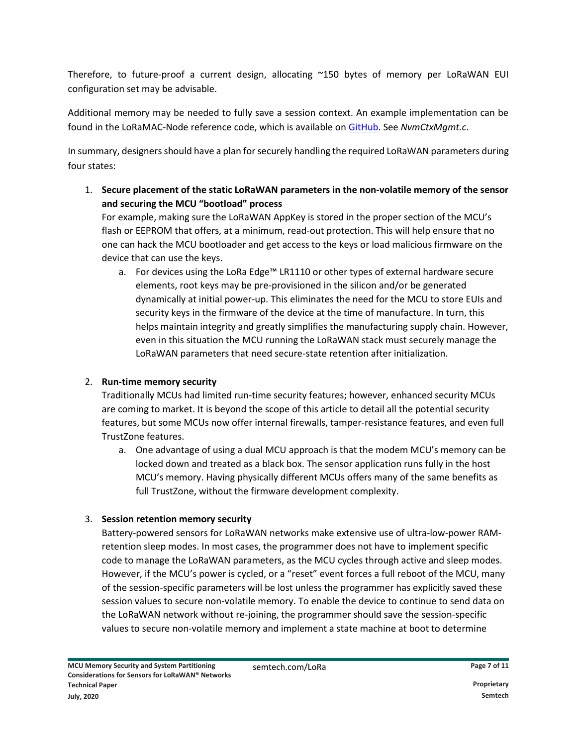Therefore, to future-proof a current design, allocating ~150 bytes of memory per LoRaWAN EUI configuration set may be advisable.

Additional memory may be needed to fully save a session context. An example implementation can be found in the LoRaMAC-Node reference code, which is available on GitHub. See *NvmCtxMgmt.c*.

In summary, designers should have a plan for securely handling the required LoRaWAN parameters during four states:

1. **Secure placement of the static LoRaWAN parameters in the non-volatile memory of the sensor and securing the MCU "bootload" process**
   For example, making sure the LoRaWAN AppKey is stored in the proper section of the MCU's flash or EEPROM that offers, at a minimum, read-out protection. This will help ensure that no one can hack the MCU bootloader and get access to the keys or load malicious firmware on the device that can use the keys.
   a. For devices using the LoRa Edge™ LR1110 or other types of external hardware secure elements, root keys may be pre-provisioned in the silicon and/or be generated dynamically at initial power-up. This eliminates the need for the MCU to store EUIs and security keys in the firmware of the device at the time of manufacture. In turn, this helps maintain integrity and greatly simplifies the manufacturing supply chain. However, even in this situation the MCU running the LoRaWAN stack must securely manage the LoRaWAN parameters that need secure-state retention after initialization.

2. **Run-time memory security**
   Traditionally MCUs had limited run-time security features; however, enhanced security MCUs are coming to market. It is beyond the scope of this article to detail all the potential security features, but some MCUs now offer internal firewalls, tamper-resistance features, and even full TrustZone features.
   a. One advantage of using a dual MCU approach is that the modem MCU's memory can be locked down and treated as a black box. The sensor application runs fully in the host MCU's memory. Having physically different MCUs offers many of the same benefits as full TrustZone, without the firmware development complexity.

3. **Session retention memory security**
   Battery-powered sensors for LoRaWAN networks make extensive use of ultra-low-power RAM-retention sleep modes. In most cases, the programmer does not have to implement specific code to manage the LoRaWAN parameters, as the MCU cycles through active and sleep modes. However, if the MCU's power is cycled, or a "reset" event forces a full reboot of the MCU, many of the session-specific parameters will be lost unless the programmer has explicitly saved these session values to secure non-volatile memory. To enable the device to continue to send data on the LoRaWAN network without re-joining, the programmer should save the session-specific values to secure non-volatile memory and implement a state machine at boot to determine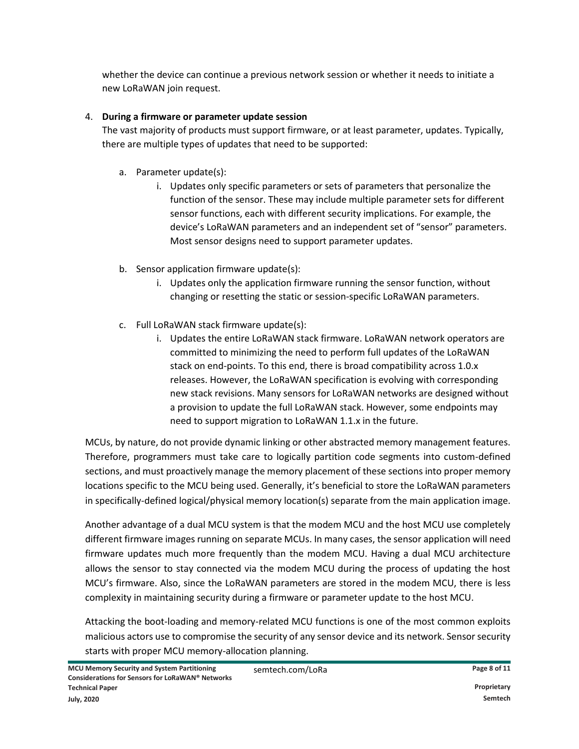whether the device can continue a previous network session or whether it needs to initiate a new LoRaWAN join request.

4. **During a firmware or parameter update session**

   The vast majority of products must support firmware, or at least parameter, updates. Typically, there are multiple types of updates that need to be supported:

   a. Parameter update(s):

      i. Updates only specific parameters or sets of parameters that personalize the function of the sensor. These may include multiple parameter sets for different sensor functions, each with different security implications. For example, the device's LoRaWAN parameters and an independent set of "sensor" parameters. Most sensor designs need to support parameter updates.

   b. Sensor application firmware update(s):

      i. Updates only the application firmware running the sensor function, without changing or resetting the static or session-specific LoRaWAN parameters.

   c. Full LoRaWAN stack firmware update(s):

      i. Updates the entire LoRaWAN stack firmware. LoRaWAN network operators are committed to minimizing the need to perform full updates of the LoRaWAN stack on end-points. To this end, there is broad compatibility across 1.0.x releases. However, the LoRaWAN specification is evolving with corresponding new stack revisions. Many sensors for LoRaWAN networks are designed without a provision to update the full LoRaWAN stack. However, some endpoints may need to support migration to LoRaWAN 1.1.x in the future.

MCUs, by nature, do not provide dynamic linking or other abstracted memory management features. Therefore, programmers must take care to logically partition code segments into custom-defined sections, and must proactively manage the memory placement of these sections into proper memory locations specific to the MCU being used. Generally, it's beneficial to store the LoRaWAN parameters in specifically-defined logical/physical memory location(s) separate from the main application image.

Another advantage of a dual MCU system is that the modem MCU and the host MCU use completely different firmware images running on separate MCUs. In many cases, the sensor application will need firmware updates much more frequently than the modem MCU. Having a dual MCU architecture allows the sensor to stay connected via the modem MCU during the process of updating the host MCU's firmware. Also, since the LoRaWAN parameters are stored in the modem MCU, there is less complexity in maintaining security during a firmware or parameter update to the host MCU.

Attacking the boot-loading and memory-related MCU functions is one of the most common exploits malicious actors use to compromise the security of any sensor device and its network. Sensor security starts with proper MCU memory-allocation planning.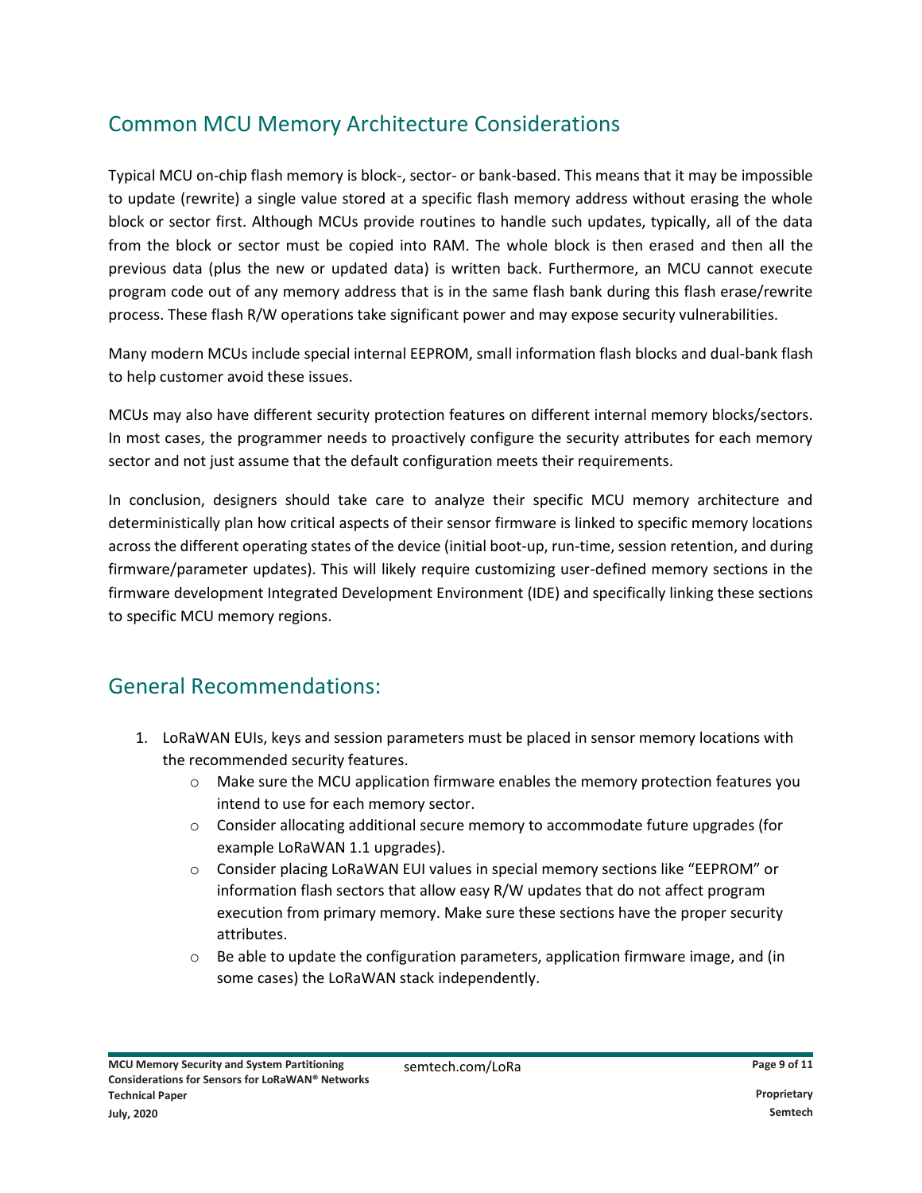## Common MCU Memory Architecture Considerations

Typical MCU on-chip flash memory is block-, sector- or bank-based. This means that it may be impossible to update (rewrite) a single value stored at a specific flash memory address without erasing the whole block or sector first. Although MCUs provide routines to handle such updates, typically, all of the data from the block or sector must be copied into RAM. The whole block is then erased and then all the previous data (plus the new or updated data) is written back. Furthermore, an MCU cannot execute program code out of any memory address that is in the same flash bank during this flash erase/rewrite process. These flash R/W operations take significant power and may expose security vulnerabilities.

Many modern MCUs include special internal EEPROM, small information flash blocks and dual-bank flash to help customer avoid these issues.

MCUs may also have different security protection features on different internal memory blocks/sectors. In most cases, the programmer needs to proactively configure the security attributes for each memory sector and not just assume that the default configuration meets their requirements.

In conclusion, designers should take care to analyze their specific MCU memory architecture and deterministically plan how critical aspects of their sensor firmware is linked to specific memory locations across the different operating states of the device (initial boot-up, run-time, session retention, and during firmware/parameter updates). This will likely require customizing user-defined memory sections in the firmware development Integrated Development Environment (IDE) and specifically linking these sections to specific MCU memory regions.

## General Recommendations:

1. LoRaWAN EUIs, keys and session parameters must be placed in sensor memory locations with the recommended security features.
   - Make sure the MCU application firmware enables the memory protection features you intend to use for each memory sector.
   - Consider allocating additional secure memory to accommodate future upgrades (for example LoRaWAN 1.1 upgrades).
   - Consider placing LoRaWAN EUI values in special memory sections like “EEPROM” or information flash sectors that allow easy R/W updates that do not affect program execution from primary memory. Make sure these sections have the proper security attributes.
   - Be able to update the configuration parameters, application firmware image, and (in some cases) the LoRaWAN stack independently.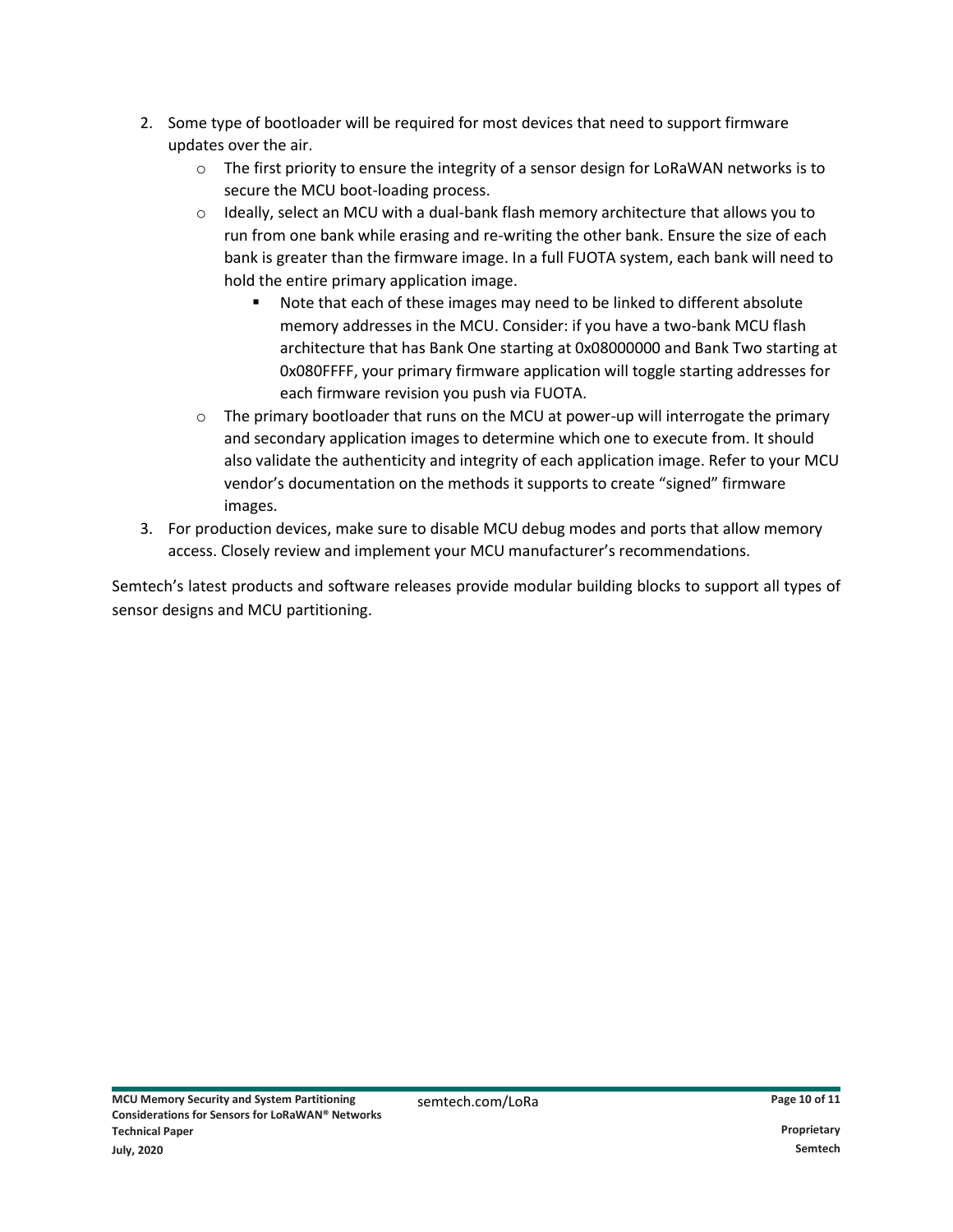2. Some type of bootloader will be required for most devices that need to support firmware updates over the air.
    - The first priority to ensure the integrity of a sensor design for LoRaWAN networks is to secure the MCU boot-loading process.
    - Ideally, select an MCU with a dual-bank flash memory architecture that allows you to run from one bank while erasing and re-writing the other bank. Ensure the size of each bank is greater than the firmware image. In a full FUOTA system, each bank will need to hold the entire primary application image.
        - Note that each of these images may need to be linked to different absolute memory addresses in the MCU. Consider: if you have a two-bank MCU flash architecture that has Bank One starting at 0x08000000 and Bank Two starting at 0x080FFFF, your primary firmware application will toggle starting addresses for each firmware revision you push via FUOTA.
    - The primary bootloader that runs on the MCU at power-up will interrogate the primary and secondary application images to determine which one to execute from. It should also validate the authenticity and integrity of each application image. Refer to your MCU vendor's documentation on the methods it supports to create "signed" firmware images.
3. For production devices, make sure to disable MCU debug modes and ports that allow memory access. Closely review and implement your MCU manufacturer's recommendations.

Semtech's latest products and software releases provide modular building blocks to support all types of sensor designs and MCU partitioning.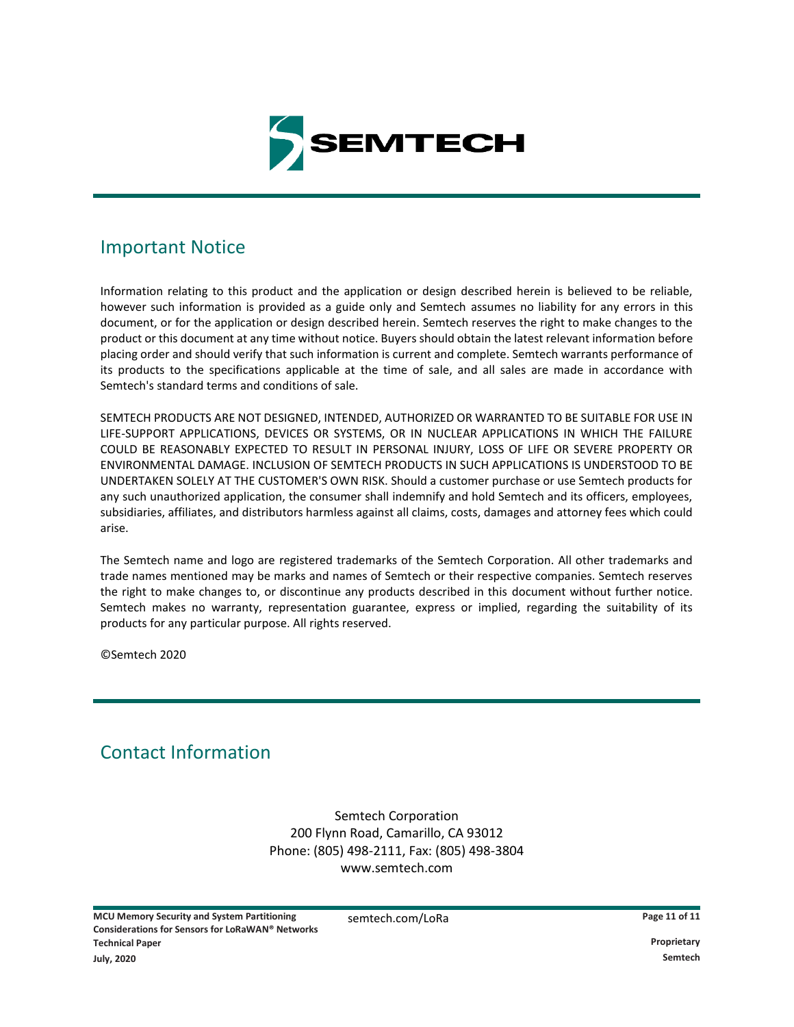## Important Notice

Information relating to this product and the application or design described herein is believed to be reliable, however such information is provided as a guide only and Semtech assumes no liability for any errors in this document, or for the application or design described herein. Semtech reserves the right to make changes to the product or this document at any time without notice. Buyers should obtain the latest relevant information before placing order and should verify that such information is current and complete. Semtech warrants performance of its products to the specifications applicable at the time of sale, and all sales are made in accordance with Semtech's standard terms and conditions of sale.

SEMTECH PRODUCTS ARE NOT DESIGNED, INTENDED, AUTHORIZED OR WARRANTED TO BE SUITABLE FOR USE IN LIFE-SUPPORT APPLICATIONS, DEVICES OR SYSTEMS, OR IN NUCLEAR APPLICATIONS IN WHICH THE FAILURE COULD BE REASONABLY EXPECTED TO RESULT IN PERSONAL INJURY, LOSS OF LIFE OR SEVERE PROPERTY OR ENVIRONMENTAL DAMAGE. INCLUSION OF SEMTECH PRODUCTS IN SUCH APPLICATIONS IS UNDERSTOOD TO BE UNDERTAKEN SOLELY AT THE CUSTOMER'S OWN RISK. Should a customer purchase or use Semtech products for any such unauthorized application, the consumer shall indemnify and hold Semtech and its officers, employees, subsidiaries, affiliates, and distributors harmless against all claims, costs, damages and attorney fees which could arise.

The Semtech name and logo are registered trademarks of the Semtech Corporation. All other trademarks and trade names mentioned may be marks and names of Semtech or their respective companies. Semtech reserves the right to make changes to, or discontinue any products described in this document without further notice. Semtech makes no warranty, representation guarantee, express or implied, regarding the suitability of its products for any particular purpose. All rights reserved.

©Semtech 2020

## Contact Information

Semtech Corporation
200 Flynn Road, Camarillo, CA 93012
Phone: (805) 498-2111, Fax: (805) 498-3804
www.semtech.com